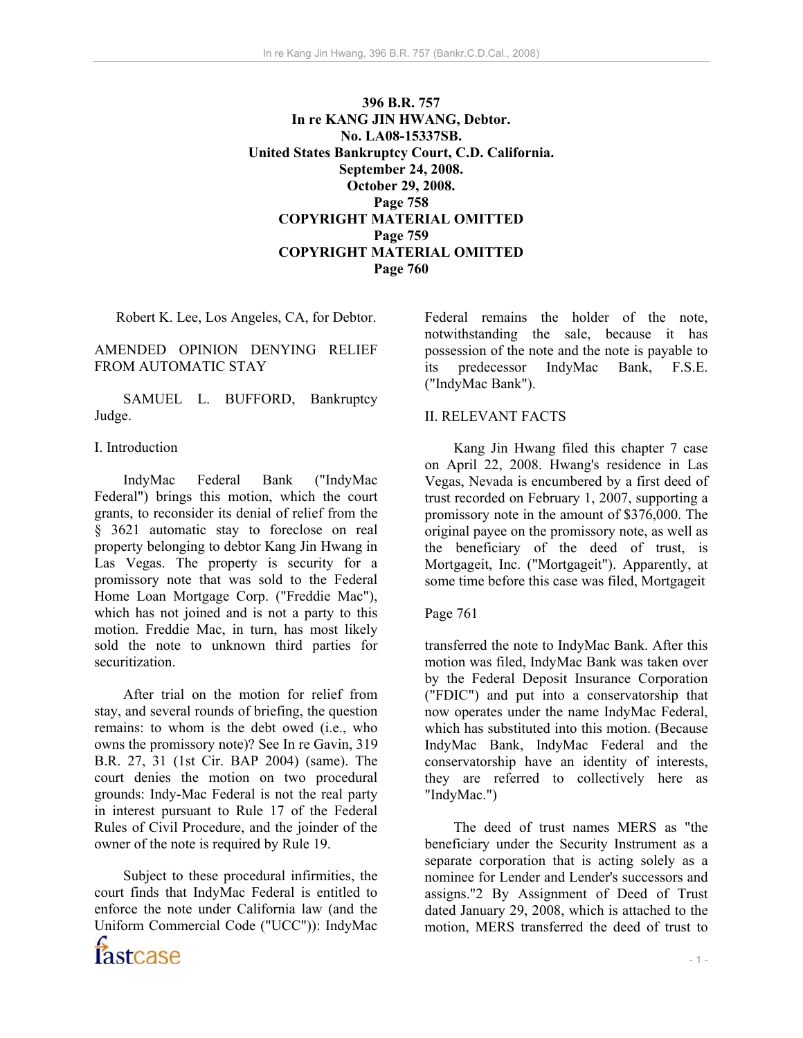**396 B.R. 757**
**In re KANG JIN HWANG, Debtor.**
**No. LA08-15337SB.**
**United States Bankruptcy Court, C.D. California.**
**September 24, 2008.**
**October 29, 2008.**
**Page 758**
**COPYRIGHT MATERIAL OMITTED**
**Page 759**
**COPYRIGHT MATERIAL OMITTED**
**Page 760**

Robert K. Lee, Los Angeles, CA, for Debtor.

AMENDED OPINION DENYING RELIEF FROM AUTOMATIC STAY

SAMUEL L. BUFFORD, Bankruptcy Judge.

I. Introduction

IndyMac Federal Bank ("IndyMac Federal") brings this motion, which the court grants, to reconsider its denial of relief from the § 3621 automatic stay to foreclose on real property belonging to debtor Kang Jin Hwang in Las Vegas. The property is security for a promissory note that was sold to the Federal Home Loan Mortgage Corp. ("Freddie Mac"), which has not joined and is not a party to this motion. Freddie Mac, in turn, has most likely sold the note to unknown third parties for securitization.

After trial on the motion for relief from stay, and several rounds of briefing, the question remains: to whom is the debt owed (i.e., who owns the promissory note)? See In re Gavin, 319 B.R. 27, 31 (1st Cir. BAP 2004) (same). The court denies the motion on two procedural grounds: Indy-Mac Federal is not the real party in interest pursuant to Rule 17 of the Federal Rules of Civil Procedure, and the joinder of the owner of the note is required by Rule 19.

Subject to these procedural infirmities, the court finds that IndyMac Federal is entitled to enforce the note under California law (and the Uniform Commercial Code ("UCC")): IndyMac Federal remains the holder of the note, notwithstanding the sale, because it has possession of the note and the note is payable to its predecessor IndyMac Bank, F.S.E. ("IndyMac Bank").

II. RELEVANT FACTS

Kang Jin Hwang filed this chapter 7 case on April 22, 2008. Hwang's residence in Las Vegas, Nevada is encumbered by a first deed of trust recorded on February 1, 2007, supporting a promissory note in the amount of $376,000. The original payee on the promissory note, as well as the beneficiary of the deed of trust, is Mortgageit, Inc. ("Mortgageit"). Apparently, at some time before this case was filed, Mortgageit

Page 761

transferred the note to IndyMac Bank. After this motion was filed, IndyMac Bank was taken over by the Federal Deposit Insurance Corporation ("FDIC") and put into a conservatorship that now operates under the name IndyMac Federal, which has substituted into this motion. (Because IndyMac Bank, IndyMac Federal and the conservatorship have an identity of interests, they are referred to collectively here as "IndyMac.")

The deed of trust names MERS as "the beneficiary under the Security Instrument as a separate corporation that is acting solely as a nominee for Lender and Lender's successors and assigns."[2] By Assignment of Deed of Trust dated January 29, 2008, which is attached to the motion, MERS transferred the deed of trust to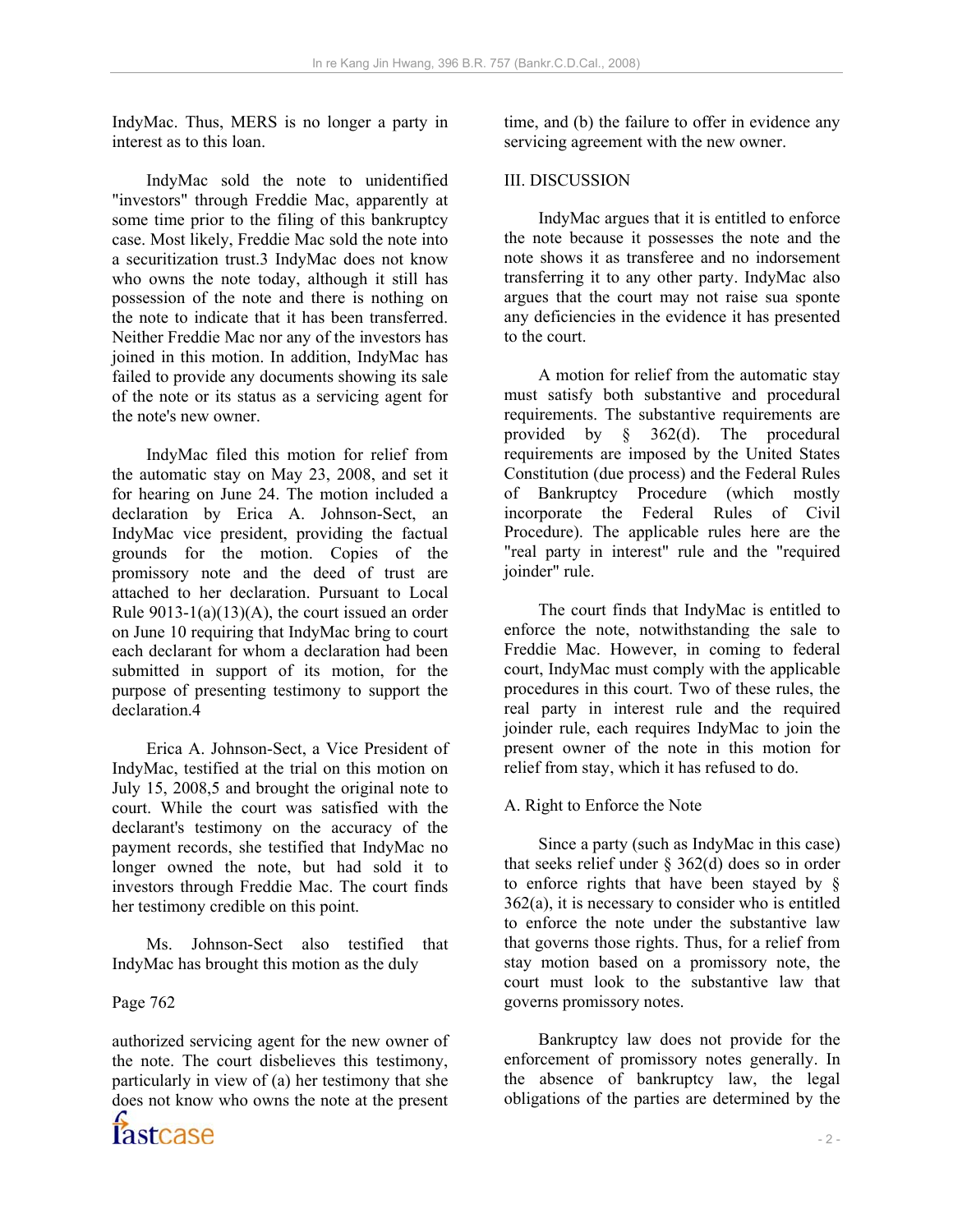IndyMac. Thus, MERS is no longer a party in interest as to this loan.

IndyMac sold the note to unidentified "investors" through Freddie Mac, apparently at some time prior to the filing of this bankruptcy case. Most likely, Freddie Mac sold the note into a securitization trust.3 IndyMac does not know who owns the note today, although it still has possession of the note and there is nothing on the note to indicate that it has been transferred. Neither Freddie Mac nor any of the investors has joined in this motion. In addition, IndyMac has failed to provide any documents showing its sale of the note or its status as a servicing agent for the note's new owner.

IndyMac filed this motion for relief from the automatic stay on May 23, 2008, and set it for hearing on June 24. The motion included a declaration by Erica A. Johnson-Sect, an IndyMac vice president, providing the factual grounds for the motion. Copies of the promissory note and the deed of trust are attached to her declaration. Pursuant to Local Rule 9013-1(a)(13)(A), the court issued an order on June 10 requiring that IndyMac bring to court each declarant for whom a declaration had been submitted in support of its motion, for the purpose of presenting testimony to support the declaration.4

Erica A. Johnson-Sect, a Vice President of IndyMac, testified at the trial on this motion on July 15, 2008,5 and brought the original note to court. While the court was satisfied with the declarant's testimony on the accuracy of the payment records, she testified that IndyMac no longer owned the note, but had sold it to investors through Freddie Mac. The court finds her testimony credible on this point.

Ms. Johnson-Sect also testified that IndyMac has brought this motion as the duly

Page 762

authorized servicing agent for the new owner of the note. The court disbelieves this testimony, particularly in view of (a) her testimony that she does not know who owns the note at the present time, and (b) the failure to offer in evidence any servicing agreement with the new owner.

## III. DISCUSSION

IndyMac argues that it is entitled to enforce the note because it possesses the note and the note shows it as transferee and no indorsement transferring it to any other party. IndyMac also argues that the court may not raise sua sponte any deficiencies in the evidence it has presented to the court.

A motion for relief from the automatic stay must satisfy both substantive and procedural requirements. The substantive requirements are provided by § 362(d). The procedural requirements are imposed by the United States Constitution (due process) and the Federal Rules of Bankruptcy Procedure (which mostly incorporate the Federal Rules of Civil Procedure). The applicable rules here are the "real party in interest" rule and the "required joinder" rule.

The court finds that IndyMac is entitled to enforce the note, notwithstanding the sale to Freddie Mac. However, in coming to federal court, IndyMac must comply with the applicable procedures in this court. Two of these rules, the real party in interest rule and the required joinder rule, each requires IndyMac to join the present owner of the note in this motion for relief from stay, which it has refused to do.

### A. Right to Enforce the Note

Since a party (such as IndyMac in this case) that seeks relief under § 362(d) does so in order to enforce rights that have been stayed by § 362(a), it is necessary to consider who is entitled to enforce the note under the substantive law that governs those rights. Thus, for a relief from stay motion based on a promissory note, the court must look to the substantive law that governs promissory notes.

Bankruptcy law does not provide for the enforcement of promissory notes generally. In the absence of bankruptcy law, the legal obligations of the parties are determined by the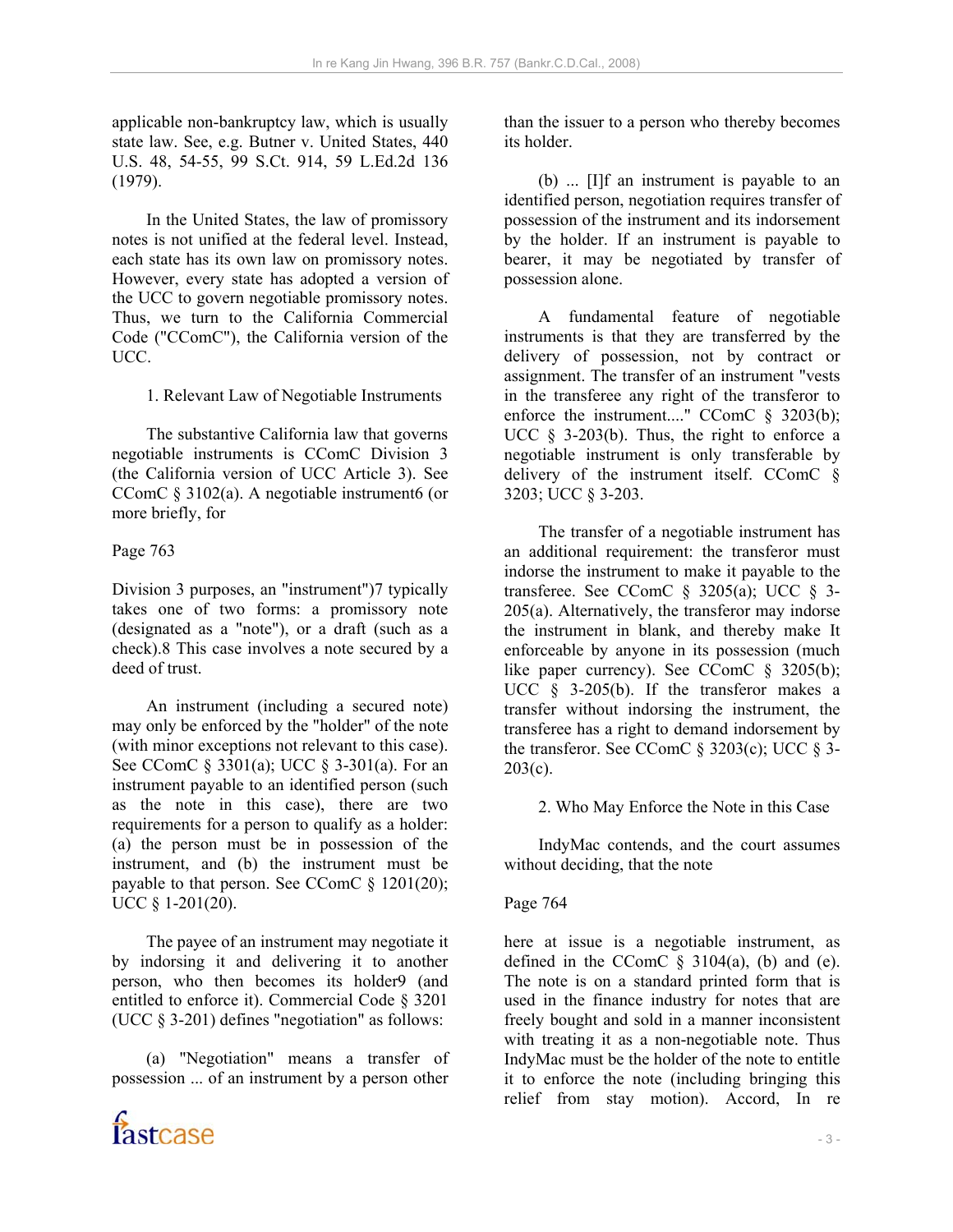applicable non-bankruptcy law, which is usually state law. See, e.g. Butner v. United States, 440 U.S. 48, 54-55, 99 S.Ct. 914, 59 L.Ed.2d 136 (1979).

In the United States, the law of promissory notes is not unified at the federal level. Instead, each state has its own law on promissory notes. However, every state has adopted a version of the UCC to govern negotiable promissory notes. Thus, we turn to the California Commercial Code ("CComC"), the California version of the UCC.

1. Relevant Law of Negotiable Instruments

The substantive California law that governs negotiable instruments is CComC Division 3 (the California version of UCC Article 3). See CComC § 3102(a). A negotiable instrument6 (or more briefly, for

Page 763

Division 3 purposes, an "instrument")7 typically takes one of two forms: a promissory note (designated as a "note"), or a draft (such as a check).8 This case involves a note secured by a deed of trust.

An instrument (including a secured note) may only be enforced by the "holder" of the note (with minor exceptions not relevant to this case). See CComC § 3301(a); UCC § 3-301(a). For an instrument payable to an identified person (such as the note in this case), there are two requirements for a person to qualify as a holder: (a) the person must be in possession of the instrument, and (b) the instrument must be payable to that person. See CComC § 1201(20); UCC § 1-201(20).

The payee of an instrument may negotiate it by indorsing it and delivering it to another person, who then becomes its holder9 (and entitled to enforce it). Commercial Code § 3201 (UCC § 3-201) defines "negotiation" as follows:

(a) "Negotiation" means a transfer of possession ... of an instrument by a person other than the issuer to a person who thereby becomes its holder.

(b) ... [I]f an instrument is payable to an identified person, negotiation requires transfer of possession of the instrument and its indorsement by the holder. If an instrument is payable to bearer, it may be negotiated by transfer of possession alone.

A fundamental feature of negotiable instruments is that they are transferred by the delivery of possession, not by contract or assignment. The transfer of an instrument "vests in the transferee any right of the transferor to enforce the instrument...." CComC § 3203(b); UCC § 3-203(b). Thus, the right to enforce a negotiable instrument is only transferable by delivery of the instrument itself. CComC § 3203; UCC § 3-203.

The transfer of a negotiable instrument has an additional requirement: the transferor must indorse the instrument to make it payable to the transferee. See CComC § 3205(a); UCC § 3-205(a). Alternatively, the transferor may indorse the instrument in blank, and thereby make It enforceable by anyone in its possession (much like paper currency). See CComC § 3205(b); UCC § 3-205(b). If the transferor makes a transfer without indorsing the instrument, the transferee has a right to demand indorsement by the transferor. See CComC § 3203(c); UCC § 3-203(c).

2. Who May Enforce the Note in this Case

IndyMac contends, and the court assumes without deciding, that the note

Page 764

here at issue is a negotiable instrument, as defined in the CComC § 3104(a), (b) and (e). The note is on a standard printed form that is used in the finance industry for notes that are freely bought and sold in a manner inconsistent with treating it as a non-negotiable note. Thus IndyMac must be the holder of the note to entitle it to enforce the note (including bringing this relief from stay motion). Accord, In re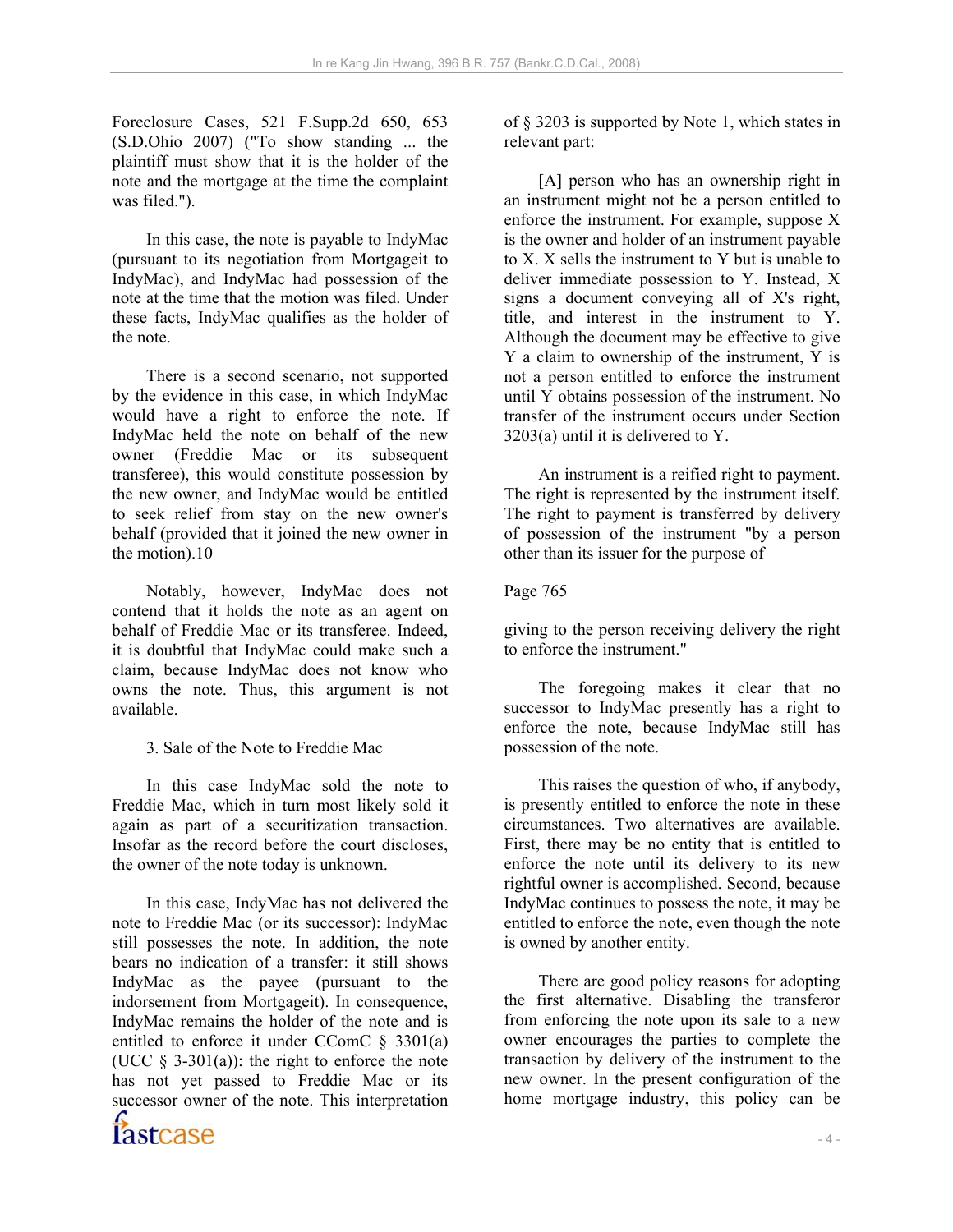Foreclosure Cases, 521 F.Supp.2d 650, 653 (S.D.Ohio 2007) ("To show standing ... the plaintiff must show that it is the holder of the note and the mortgage at the time the complaint was filed.").

In this case, the note is payable to IndyMac (pursuant to its negotiation from Mortgageit to IndyMac), and IndyMac had possession of the note at the time that the motion was filed. Under these facts, IndyMac qualifies as the holder of the note.

There is a second scenario, not supported by the evidence in this case, in which IndyMac would have a right to enforce the note. If IndyMac held the note on behalf of the new owner (Freddie Mac or its subsequent transferee), this would constitute possession by the new owner, and IndyMac would be entitled to seek relief from stay on the new owner's behalf (provided that it joined the new owner in the motion).10

Notably, however, IndyMac does not contend that it holds the note as an agent on behalf of Freddie Mac or its transferee. Indeed, it is doubtful that IndyMac could make such a claim, because IndyMac does not know who owns the note. Thus, this argument is not available.

3. Sale of the Note to Freddie Mac

In this case IndyMac sold the note to Freddie Mac, which in turn most likely sold it again as part of a securitization transaction. Insofar as the record before the court discloses, the owner of the note today is unknown.

In this case, IndyMac has not delivered the note to Freddie Mac (or its successor): IndyMac still possesses the note. In addition, the note bears no indication of a transfer: it still shows IndyMac as the payee (pursuant to the indorsement from Mortgageit). In consequence, IndyMac remains the holder of the note and is entitled to enforce it under CComC § 3301(a) (UCC § 3-301(a)): the right to enforce the note has not yet passed to Freddie Mac or its successor owner of the note. This interpretation of § 3203 is supported by Note 1, which states in relevant part:

> [A] person who has an ownership right in an instrument might not be a person entitled to enforce the instrument. For example, suppose X is the owner and holder of an instrument payable to X. X sells the instrument to Y but is unable to deliver immediate possession to Y. Instead, X signs a document conveying all of X's right, title, and interest in the instrument to Y. Although the document may be effective to give Y a claim to ownership of the instrument, Y is not a person entitled to enforce the instrument until Y obtains possession of the instrument. No transfer of the instrument occurs under Section 3203(a) until it is delivered to Y.

An instrument is a reified right to payment. The right is represented by the instrument itself. The right to payment is transferred by delivery of possession of the instrument "by a person other than its issuer for the purpose of

Page 765

giving to the person receiving delivery the right to enforce the instrument."

The foregoing makes it clear that no successor to IndyMac presently has a right to enforce the note, because IndyMac still has possession of the note.

This raises the question of who, if anybody, is presently entitled to enforce the note in these circumstances. Two alternatives are available. First, there may be no entity that is entitled to enforce the note until its delivery to its new rightful owner is accomplished. Second, because IndyMac continues to possess the note, it may be entitled to enforce the note, even though the note is owned by another entity.

There are good policy reasons for adopting the first alternative. Disabling the transferor from enforcing the note upon its sale to a new owner encourages the parties to complete the transaction by delivery of the instrument to the new owner. In the present configuration of the home mortgage industry, this policy can be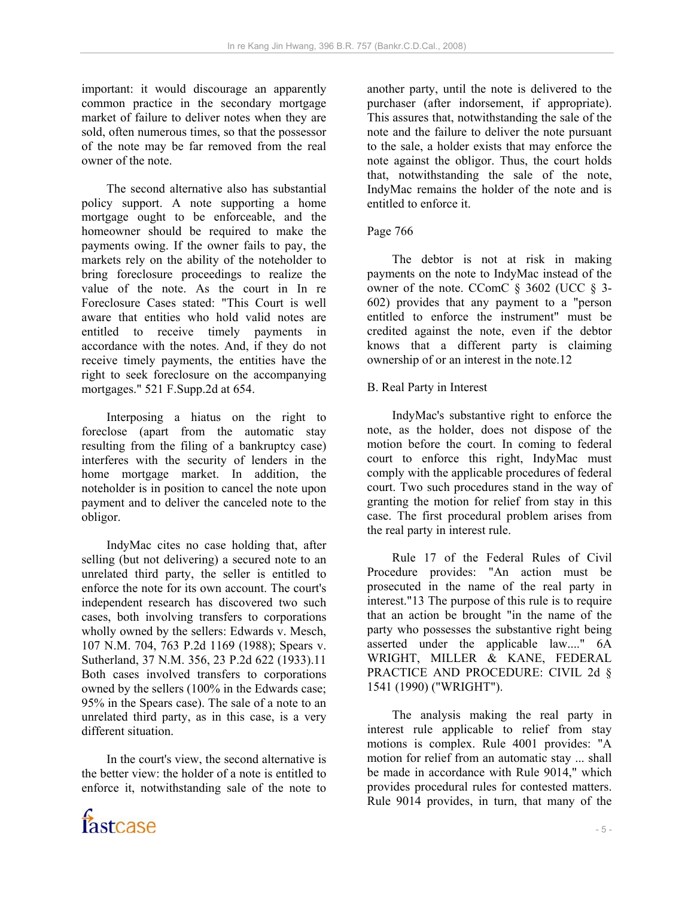important: it would discourage an apparently common practice in the secondary mortgage market of failure to deliver notes when they are sold, often numerous times, so that the possessor of the note may be far removed from the real owner of the note.

The second alternative also has substantial policy support. A note supporting a home mortgage ought to be enforceable, and the homeowner should be required to make the payments owing. If the owner fails to pay, the markets rely on the ability of the noteholder to bring foreclosure proceedings to realize the value of the note. As the court in In re Foreclosure Cases stated: "This Court is well aware that entities who hold valid notes are entitled to receive timely payments in accordance with the notes. And, if they do not receive timely payments, the entities have the right to seek foreclosure on the accompanying mortgages." 521 F.Supp.2d at 654.

Interposing a hiatus on the right to foreclose (apart from the automatic stay resulting from the filing of a bankruptcy case) interferes with the security of lenders in the home mortgage market. In addition, the noteholder is in position to cancel the note upon payment and to deliver the canceled note to the obligor.

IndyMac cites no case holding that, after selling (but not delivering) a secured note to an unrelated third party, the seller is entitled to enforce the note for its own account. The court's independent research has discovered two such cases, both involving transfers to corporations wholly owned by the sellers: Edwards v. Mesch, 107 N.M. 704, 763 P.2d 1169 (1988); Spears v. Sutherland, 37 N.M. 356, 23 P.2d 622 (1933).11 Both cases involved transfers to corporations owned by the sellers (100% in the Edwards case; 95% in the Spears case). The sale of a note to an unrelated third party, as in this case, is a very different situation.

In the court's view, the second alternative is the better view: the holder of a note is entitled to enforce it, notwithstanding sale of the note to another party, until the note is delivered to the purchaser (after indorsement, if appropriate). This assures that, notwithstanding the sale of the note and the failure to deliver the note pursuant to the sale, a holder exists that may enforce the note against the obligor. Thus, the court holds that, notwithstanding the sale of the note, IndyMac remains the holder of the note and is entitled to enforce it.

Page 766

The debtor is not at risk in making payments on the note to IndyMac instead of the owner of the note. CComC § 3602 (UCC § 3-602) provides that any payment to a "person entitled to enforce the instrument" must be credited against the note, even if the debtor knows that a different party is claiming ownership of or an interest in the note.12

B. Real Party in Interest

IndyMac's substantive right to enforce the note, as the holder, does not dispose of the motion before the court. In coming to federal court to enforce this right, IndyMac must comply with the applicable procedures of federal court. Two such procedures stand in the way of granting the motion for relief from stay in this case. The first procedural problem arises from the real party in interest rule.

Rule 17 of the Federal Rules of Civil Procedure provides: "An action must be prosecuted in the name of the real party in interest."13 The purpose of this rule is to require that an action be brought "in the name of the party who possesses the substantive right being asserted under the applicable law...." 6A WRIGHT, MILLER & KANE, FEDERAL PRACTICE AND PROCEDURE: CIVIL 2d § 1541 (1990) ("WRIGHT").

The analysis making the real party in interest rule applicable to relief from stay motions is complex. Rule 4001 provides: "A motion for relief from an automatic stay ... shall be made in accordance with Rule 9014," which provides procedural rules for contested matters. Rule 9014 provides, in turn, that many of the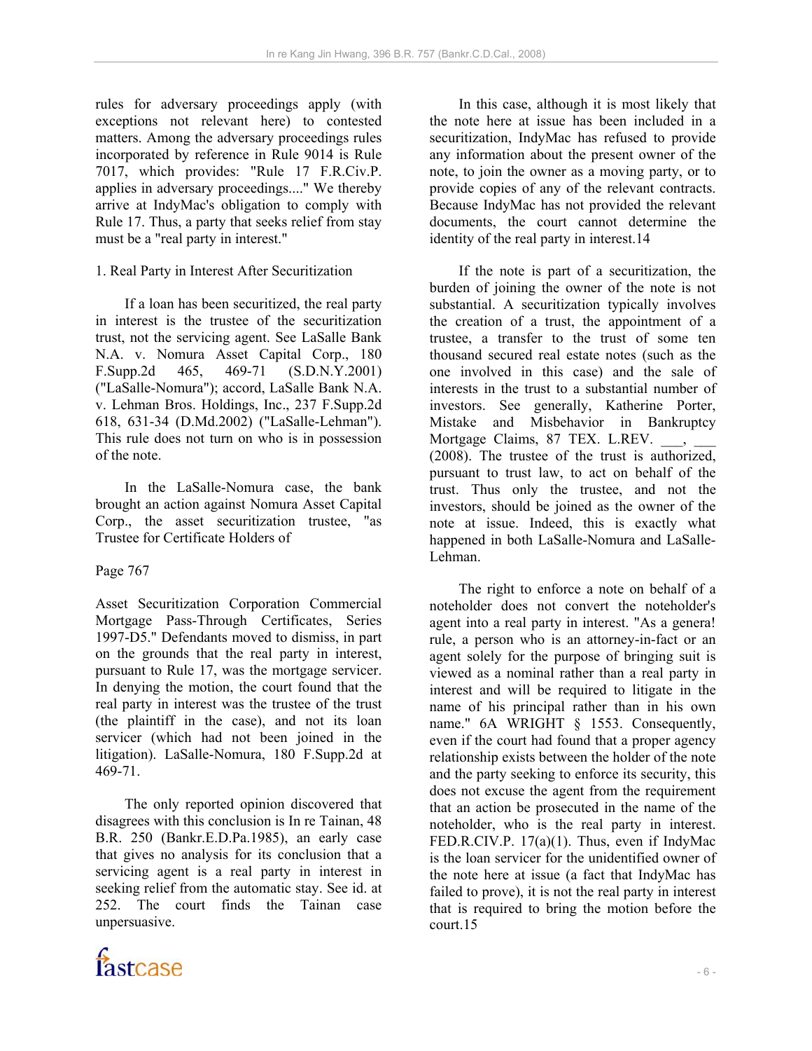rules for adversary proceedings apply (with exceptions not relevant here) to contested matters. Among the adversary proceedings rules incorporated by reference in Rule 9014 is Rule 7017, which provides: "Rule 17 F.R.Civ.P. applies in adversary proceedings...." We thereby arrive at IndyMac's obligation to comply with Rule 17. Thus, a party that seeks relief from stay must be a "real party in interest."

1. Real Party in Interest After Securitization

If a loan has been securitized, the real party in interest is the trustee of the securitization trust, not the servicing agent. See LaSalle Bank N.A. v. Nomura Asset Capital Corp., 180 F.Supp.2d 465, 469-71 (S.D.N.Y.2001) ("LaSalle-Nomura"); accord, LaSalle Bank N.A. v. Lehman Bros. Holdings, Inc., 237 F.Supp.2d 618, 631-34 (D.Md.2002) ("LaSalle-Lehman"). This rule does not turn on who is in possession of the note.

In the LaSalle-Nomura case, the bank brought an action against Nomura Asset Capital Corp., the asset securitization trustee, "as Trustee for Certificate Holders of

Page 767

Asset Securitization Corporation Commercial Mortgage Pass-Through Certificates, Series 1997-D5." Defendants moved to dismiss, in part on the grounds that the real party in interest, pursuant to Rule 17, was the mortgage servicer. In denying the motion, the court found that the real party in interest was the trustee of the trust (the plaintiff in the case), and not its loan servicer (which had not been joined in the litigation). LaSalle-Nomura, 180 F.Supp.2d at 469-71.

The only reported opinion discovered that disagrees with this conclusion is In re Tainan, 48 B.R. 250 (Bankr.E.D.Pa.1985), an early case that gives no analysis for its conclusion that a servicing agent is a real party in interest in seeking relief from the automatic stay. See id. at 252. The court finds the Tainan case unpersuasive.

In this case, although it is most likely that the note here at issue has been included in a securitization, IndyMac has refused to provide any information about the present owner of the note, to join the owner as a moving party, or to provide copies of any of the relevant contracts. Because IndyMac has not provided the relevant documents, the court cannot determine the identity of the real party in interest.14

If the note is part of a securitization, the burden of joining the owner of the note is not substantial. A securitization typically involves the creation of a trust, the appointment of a trustee, a transfer to the trust of some ten thousand secured real estate notes (such as the one involved in this case) and the sale of interests in the trust to a substantial number of investors. See generally, Katherine Porter, Mistake and Misbehavior in Bankruptcy Mortgage Claims, 87 TEX. L.REV. ___, ___ (2008). The trustee of the trust is authorized, pursuant to trust law, to act on behalf of the trust. Thus only the trustee, and not the investors, should be joined as the owner of the note at issue. Indeed, this is exactly what happened in both LaSalle-Nomura and LaSalle-Lehman.

The right to enforce a note on behalf of a noteholder does not convert the noteholder's agent into a real party in interest. "As a genera! rule, a person who is an attorney-in-fact or an agent solely for the purpose of bringing suit is viewed as a nominal rather than a real party in interest and will be required to litigate in the name of his principal rather than in his own name." 6A WRIGHT § 1553. Consequently, even if the court had found that a proper agency relationship exists between the holder of the note and the party seeking to enforce its security, this does not excuse the agent from the requirement that an action be prosecuted in the name of the noteholder, who is the real party in interest. FED.R.CIV.P. 17(a)(1). Thus, even if IndyMac is the loan servicer for the unidentified owner of the note here at issue (a fact that IndyMac has failed to prove), it is not the real party in interest that is required to bring the motion before the court.15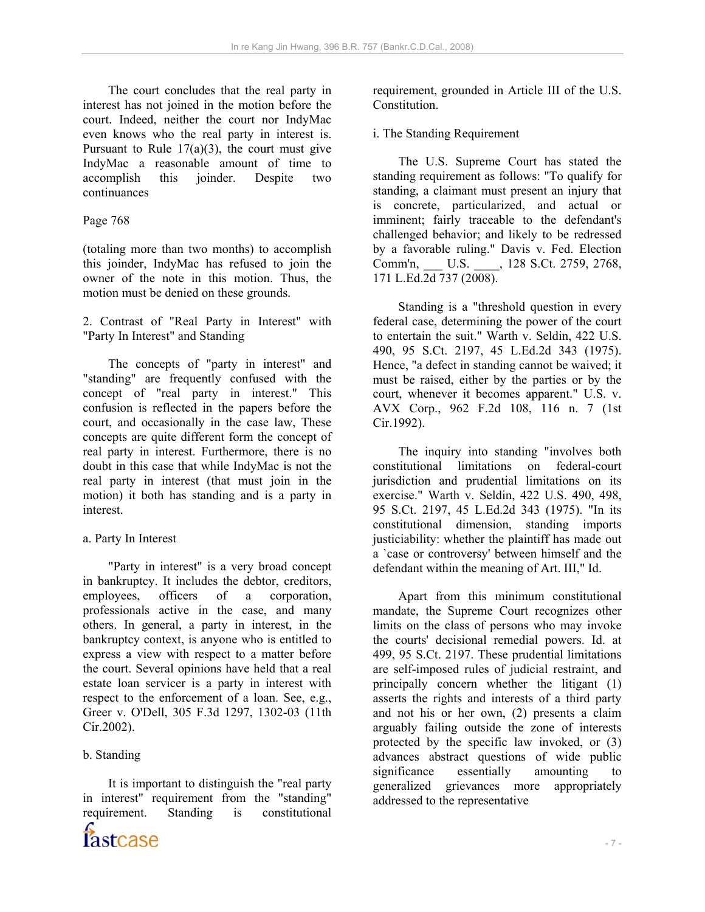The court concludes that the real party in interest has not joined in the motion before the court. Indeed, neither the court nor IndyMac even knows who the real party in interest is. Pursuant to Rule 17(a)(3), the court must give IndyMac a reasonable amount of time to accomplish this joinder. Despite two continuances

Page 768

(totaling more than two months) to accomplish this joinder, IndyMac has refused to join the owner of the note in this motion. Thus, the motion must be denied on these grounds.

2. Contrast of "Real Party in Interest" with "Party In Interest" and Standing

The concepts of "party in interest" and "standing" are frequently confused with the concept of "real party in interest." This confusion is reflected in the papers before the court, and occasionally in the case law, These concepts are quite different form the concept of real party in interest. Furthermore, there is no doubt in this case that while IndyMac is not the real party in interest (that must join in the motion) it both has standing and is a party in interest.

a. Party In Interest

"Party in interest" is a very broad concept in bankruptcy. It includes the debtor, creditors, employees, officers of a corporation, professionals active in the case, and many others. In general, a party in interest, in the bankruptcy context, is anyone who is entitled to express a view with respect to a matter before the court. Several opinions have held that a real estate loan servicer is a party in interest with respect to the enforcement of a loan. See, e.g., Greer v. O'Dell, 305 F.3d 1297, 1302-03 (11th Cir.2002).

b. Standing

It is important to distinguish the "real party in interest" requirement from the "standing" requirement. Standing is constitutional requirement, grounded in Article III of the U.S. Constitution.

i. The Standing Requirement

The U.S. Supreme Court has stated the standing requirement as follows: "To qualify for standing, a claimant must present an injury that is concrete, particularized, and actual or imminent; fairly traceable to the defendant's challenged behavior; and likely to be redressed by a favorable ruling." Davis v. Fed. Election Comm'n, ___ U.S. ____, 128 S.Ct. 2759, 2768, 171 L.Ed.2d 737 (2008).

Standing is a "threshold question in every federal case, determining the power of the court to entertain the suit." Warth v. Seldin, 422 U.S. 490, 95 S.Ct. 2197, 45 L.Ed.2d 343 (1975). Hence, "a defect in standing cannot be waived; it must be raised, either by the parties or by the court, whenever it becomes apparent." U.S. v. AVX Corp., 962 F.2d 108, 116 n. 7 (1st Cir.1992).

The inquiry into standing "involves both constitutional limitations on federal-court jurisdiction and prudential limitations on its exercise." Warth v. Seldin, 422 U.S. 490, 498, 95 S.Ct. 2197, 45 L.Ed.2d 343 (1975). "In its constitutional dimension, standing imports justiciability: whether the plaintiff has made out a `case or controversy' between himself and the defendant within the meaning of Art. III," Id.

Apart from this minimum constitutional mandate, the Supreme Court recognizes other limits on the class of persons who may invoke the courts' decisional remedial powers. Id. at 499, 95 S.Ct. 2197. These prudential limitations are self-imposed rules of judicial restraint, and principally concern whether the litigant (1) asserts the rights and interests of a third party and not his or her own, (2) presents a claim arguably failing outside the zone of interests protected by the specific law invoked, or (3) advances abstract questions of wide public significance essentially amounting to generalized grievances more appropriately addressed to the representative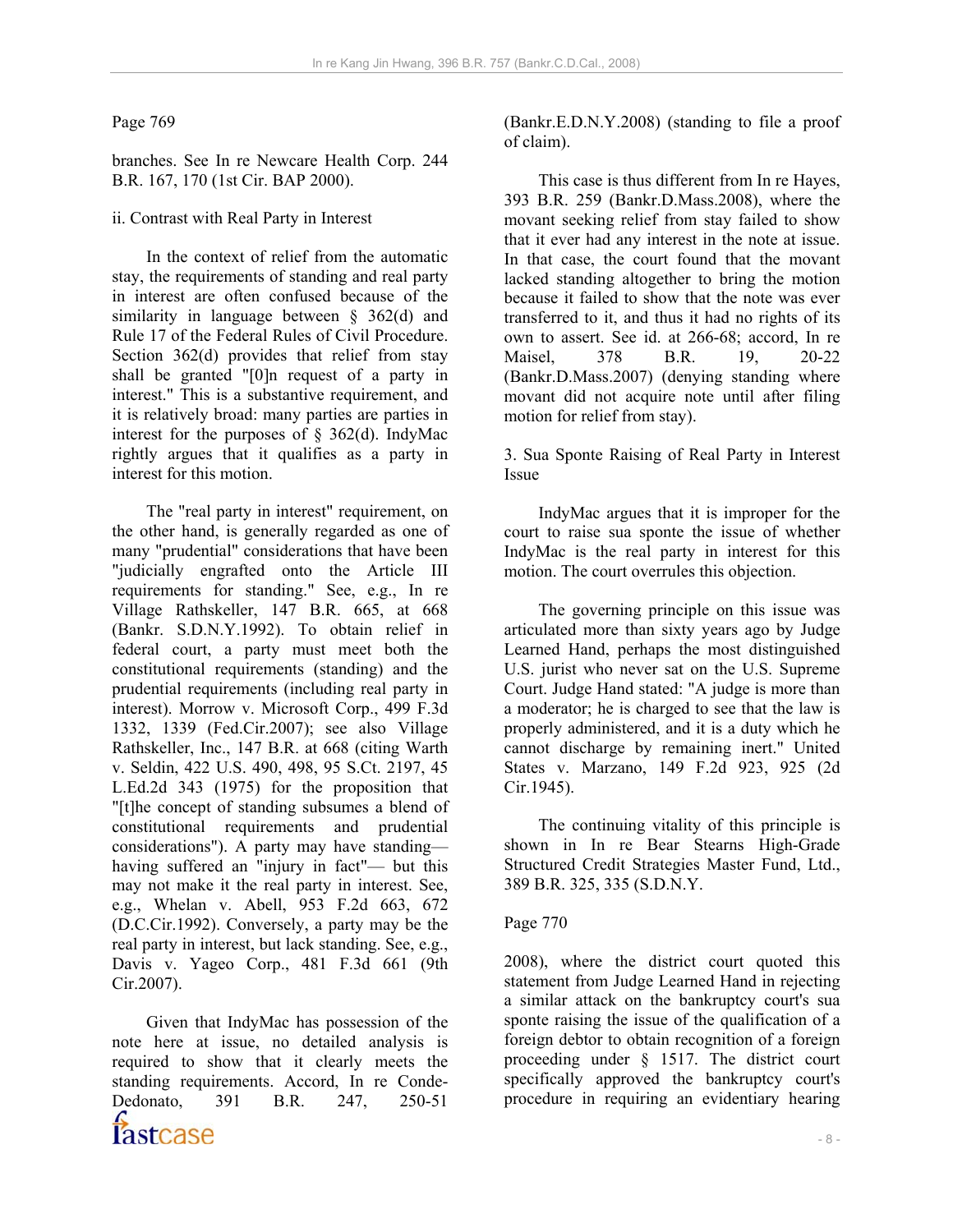Page 769

branches. See In re Newcare Health Corp. 244 B.R. 167, 170 (1st Cir. BAP 2000).

ii. Contrast with Real Party in Interest

In the context of relief from the automatic stay, the requirements of standing and real party in interest are often confused because of the similarity in language between § 362(d) and Rule 17 of the Federal Rules of Civil Procedure. Section 362(d) provides that relief from stay shall be granted "[0]n request of a party in interest." This is a substantive requirement, and it is relatively broad: many parties are parties in interest for the purposes of § 362(d). IndyMac rightly argues that it qualifies as a party in interest for this motion.

The "real party in interest" requirement, on the other hand, is generally regarded as one of many "prudential" considerations that have been "judicially engrafted onto the Article III requirements for standing." See, e.g., In re Village Rathskeller, 147 B.R. 665, at 668 (Bankr. S.D.N.Y.1992). To obtain relief in federal court, a party must meet both the constitutional requirements (standing) and the prudential requirements (including real party in interest). Morrow v. Microsoft Corp., 499 F.3d 1332, 1339 (Fed.Cir.2007); see also Village Rathskeller, Inc., 147 B.R. at 668 (citing Warth v. Seldin, 422 U.S. 490, 498, 95 S.Ct. 2197, 45 L.Ed.2d 343 (1975) for the proposition that "[t]he concept of standing subsumes a blend of constitutional requirements and prudential considerations"). A party may have standing— having suffered an "injury in fact"— but this may not make it the real party in interest. See, e.g., Whelan v. Abell, 953 F.2d 663, 672 (D.C.Cir.1992). Conversely, a party may be the real party in interest, but lack standing. See, e.g., Davis v. Yageo Corp., 481 F.3d 661 (9th Cir.2007).

Given that IndyMac has possession of the note here at issue, no detailed analysis is required to show that it clearly meets the standing requirements. Accord, In re Conde-Dedonato, 391 B.R. 247, 250-51 (Bankr.E.D.N.Y.2008) (standing to file a proof of claim).

This case is thus different from In re Hayes, 393 B.R. 259 (Bankr.D.Mass.2008), where the movant seeking relief from stay failed to show that it ever had any interest in the note at issue. In that case, the court found that the movant lacked standing altogether to bring the motion because it failed to show that the note was ever transferred to it, and thus it had no rights of its own to assert. See id. at 266-68; accord, In re Maisel, 378 B.R. 19, 20-22 (Bankr.D.Mass.2007) (denying standing where movant did not acquire note until after filing motion for relief from stay).

3. Sua Sponte Raising of Real Party in Interest Issue

IndyMac argues that it is improper for the court to raise sua sponte the issue of whether IndyMac is the real party in interest for this motion. The court overrules this objection.

The governing principle on this issue was articulated more than sixty years ago by Judge Learned Hand, perhaps the most distinguished U.S. jurist who never sat on the U.S. Supreme Court. Judge Hand stated: "A judge is more than a moderator; he is charged to see that the law is properly administered, and it is a duty which he cannot discharge by remaining inert." United States v. Marzano, 149 F.2d 923, 925 (2d Cir.1945).

The continuing vitality of this principle is shown in In re Bear Stearns High-Grade Structured Credit Strategies Master Fund, Ltd., 389 B.R. 325, 335 (S.D.N.Y.

Page 770

2008), where the district court quoted this statement from Judge Learned Hand in rejecting a similar attack on the bankruptcy court's sua sponte raising the issue of the qualification of a foreign debtor to obtain recognition of a foreign proceeding under § 1517. The district court specifically approved the bankruptcy court's procedure in requiring an evidentiary hearing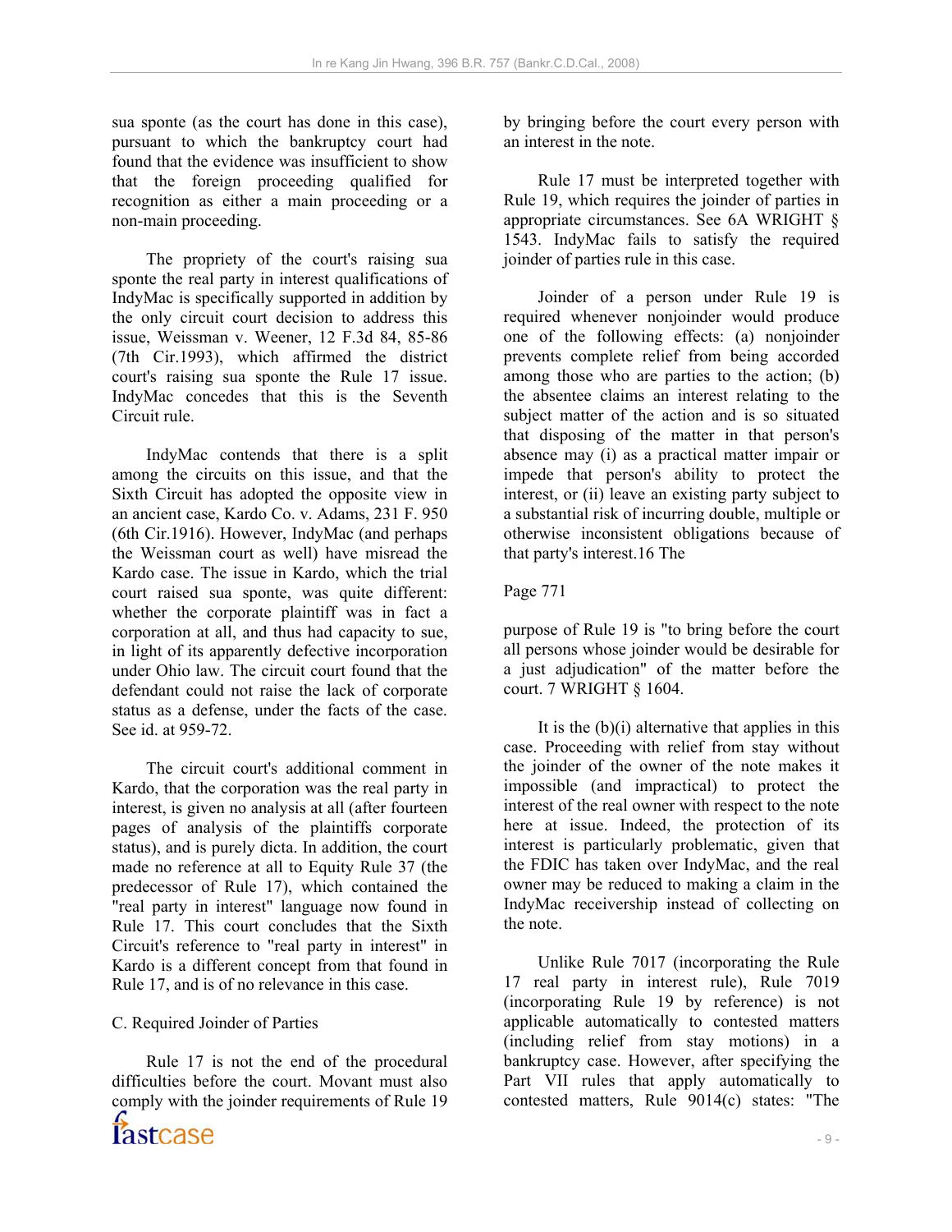sua sponte (as the court has done in this case), pursuant to which the bankruptcy court had found that the evidence was insufficient to show that the foreign proceeding qualified for recognition as either a main proceeding or a non-main proceeding.

The propriety of the court's raising sua sponte the real party in interest qualifications of IndyMac is specifically supported in addition by the only circuit court decision to address this issue, Weissman v. Weener, 12 F.3d 84, 85-86 (7th Cir.1993), which affirmed the district court's raising sua sponte the Rule 17 issue. IndyMac concedes that this is the Seventh Circuit rule.

IndyMac contends that there is a split among the circuits on this issue, and that the Sixth Circuit has adopted the opposite view in an ancient case, Kardo Co. v. Adams, 231 F. 950 (6th Cir.1916). However, IndyMac (and perhaps the Weissman court as well) have misread the Kardo case. The issue in Kardo, which the trial court raised sua sponte, was quite different: whether the corporate plaintiff was in fact a corporation at all, and thus had capacity to sue, in light of its apparently defective incorporation under Ohio law. The circuit court found that the defendant could not raise the lack of corporate status as a defense, under the facts of the case. See id. at 959-72.

The circuit court's additional comment in Kardo, that the corporation was the real party in interest, is given no analysis at all (after fourteen pages of analysis of the plaintiffs corporate status), and is purely dicta. In addition, the court made no reference at all to Equity Rule 37 (the predecessor of Rule 17), which contained the "real party in interest" language now found in Rule 17. This court concludes that the Sixth Circuit's reference to "real party in interest" in Kardo is a different concept from that found in Rule 17, and is of no relevance in this case.

C. Required Joinder of Parties

Rule 17 is not the end of the procedural difficulties before the court. Movant must also comply with the joinder requirements of Rule 19 by bringing before the court every person with an interest in the note.

Rule 17 must be interpreted together with Rule 19, which requires the joinder of parties in appropriate circumstances. See 6A WRIGHT § 1543. IndyMac fails to satisfy the required joinder of parties rule in this case.

Joinder of a person under Rule 19 is required whenever nonjoinder would produce one of the following effects: (a) nonjoinder prevents complete relief from being accorded among those who are parties to the action; (b) the absentee claims an interest relating to the subject matter of the action and is so situated that disposing of the matter in that person's absence may (i) as a practical matter impair or impede that person's ability to protect the interest, or (ii) leave an existing party subject to a substantial risk of incurring double, multiple or otherwise inconsistent obligations because of that party's interest.16 The

Page 771

purpose of Rule 19 is "to bring before the court all persons whose joinder would be desirable for a just adjudication" of the matter before the court. 7 WRIGHT § 1604.

It is the (b)(i) alternative that applies in this case. Proceeding with relief from stay without the joinder of the owner of the note makes it impossible (and impractical) to protect the interest of the real owner with respect to the note here at issue. Indeed, the protection of its interest is particularly problematic, given that the FDIC has taken over IndyMac, and the real owner may be reduced to making a claim in the IndyMac receivership instead of collecting on the note.

Unlike Rule 7017 (incorporating the Rule 17 real party in interest rule), Rule 7019 (incorporating Rule 19 by reference) is not applicable automatically to contested matters (including relief from stay motions) in a bankruptcy case. However, after specifying the Part VII rules that apply automatically to contested matters, Rule 9014(c) states: "The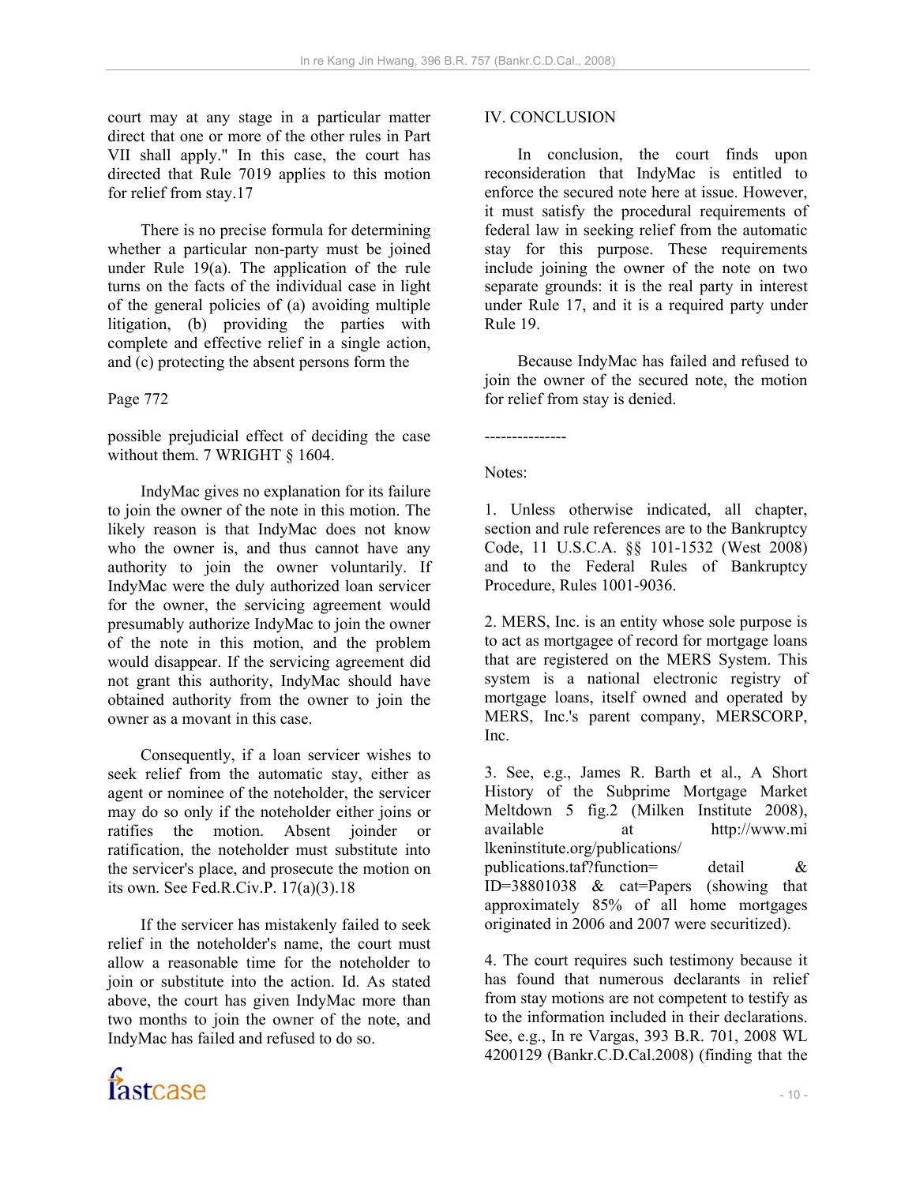court may at any stage in a particular matter direct that one or more of the other rules in Part VII shall apply." In this case, the court has directed that Rule 7019 applies to this motion for relief from stay.17

There is no precise formula for determining whether a particular non-party must be joined under Rule 19(a). The application of the rule turns on the facts of the individual case in light of the general policies of (a) avoiding multiple litigation, (b) providing the parties with complete and effective relief in a single action, and (c) protecting the absent persons form the

Page 772

possible prejudicial effect of deciding the case without them. 7 WRIGHT § 1604.

IndyMac gives no explanation for its failure to join the owner of the note in this motion. The likely reason is that IndyMac does not know who the owner is, and thus cannot have any authority to join the owner voluntarily. If IndyMac were the duly authorized loan servicer for the owner, the servicing agreement would presumably authorize IndyMac to join the owner of the note in this motion, and the problem would disappear. If the servicing agreement did not grant this authority, IndyMac should have obtained authority from the owner to join the owner as a movant in this case.

Consequently, if a loan servicer wishes to seek relief from the automatic stay, either as agent or nominee of the noteholder, the servicer may do so only if the noteholder either joins or ratifies the motion. Absent joinder or ratification, the noteholder must substitute into the servicer's place, and prosecute the motion on its own. See Fed.R.Civ.P. 17(a)(3).18

If the servicer has mistakenly failed to seek relief in the noteholder's name, the court must allow a reasonable time for the noteholder to join or substitute into the action. Id. As stated above, the court has given IndyMac more than two months to join the owner of the note, and IndyMac has failed and refused to do so.

## IV. CONCLUSION

In conclusion, the court finds upon reconsideration that IndyMac is entitled to enforce the secured note here at issue. However, it must satisfy the procedural requirements of federal law in seeking relief from the automatic stay for this purpose. These requirements include joining the owner of the note on two separate grounds: it is the real party in interest under Rule 17, and it is a required party under Rule 19.

Because IndyMac has failed and refused to join the owner of the secured note, the motion for relief from stay is denied.

---------------

Notes:

1. Unless otherwise indicated, all chapter, section and rule references are to the Bankruptcy Code, 11 U.S.C.A. §§ 101-1532 (West 2008) and to the Federal Rules of Bankruptcy Procedure, Rules 1001-9036.

2. MERS, Inc. is an entity whose sole purpose is to act as mortgagee of record for mortgage loans that are registered on the MERS System. This system is a national electronic registry of mortgage loans, itself owned and operated by MERS, Inc.'s parent company, MERSCORP, Inc.

3. See, e.g., James R. Barth et al., A Short History of the Subprime Mortgage Market Meltdown 5 fig.2 (Milken Institute 2008), available at http://www.milkeninstitute.org/publications/publications.taf?function=detail&ID=38801038&cat=Papers (showing that approximately 85% of all home mortgages originated in 2006 and 2007 were securitized).

4. The court requires such testimony because it has found that numerous declarants in relief from stay motions are not competent to testify as to the information included in their declarations. See, e.g., In re Vargas, 393 B.R. 701, 2008 WL 4200129 (Bankr.C.D.Cal.2008) (finding that the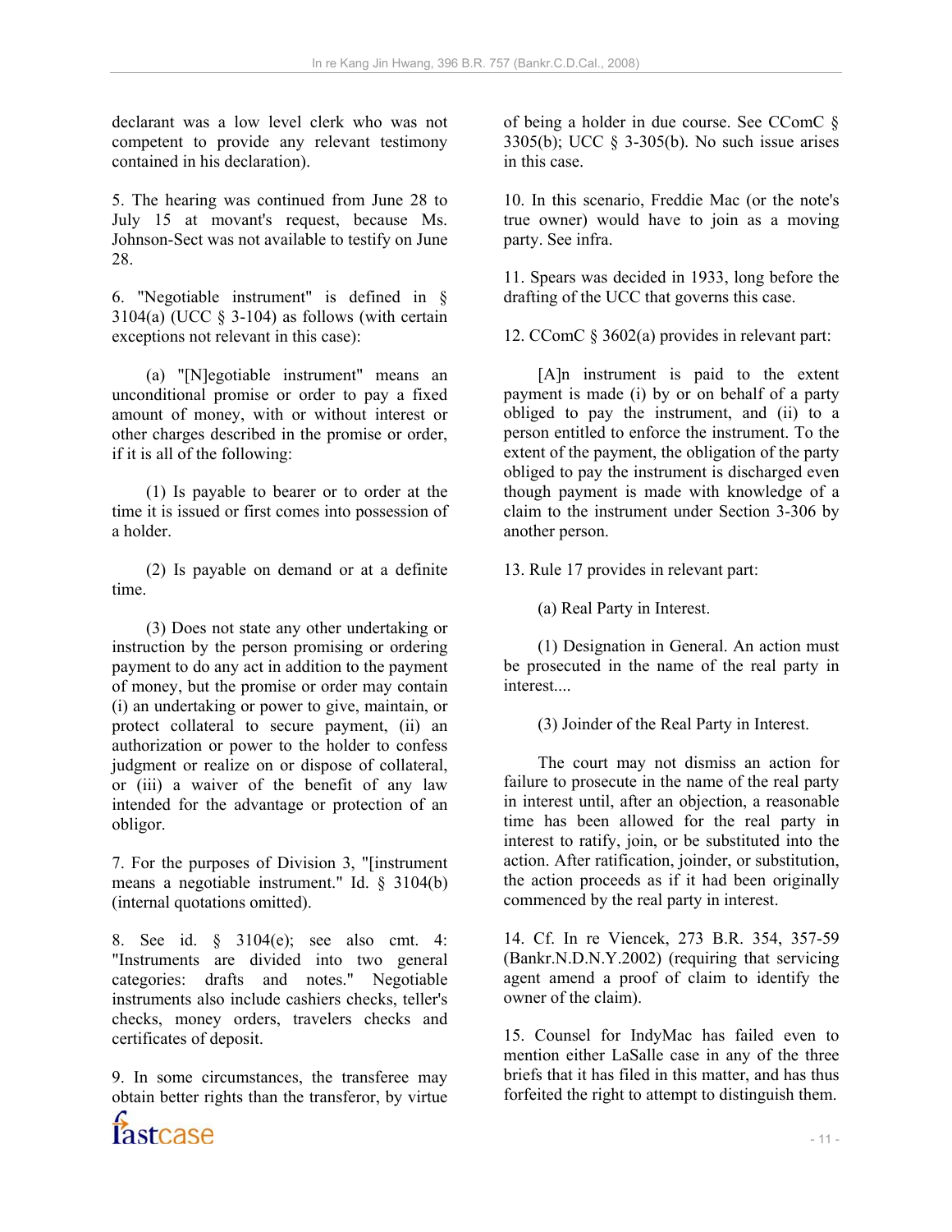declarant was a low level clerk who was not competent to provide any relevant testimony contained in his declaration).

5. The hearing was continued from June 28 to July 15 at movant's request, because Ms. Johnson-Sect was not available to testify on June 28.

6. "Negotiable instrument" is defined in § 3104(a) (UCC § 3-104) as follows (with certain exceptions not relevant in this case):

(a) "[N]egotiable instrument" means an unconditional promise or order to pay a fixed amount of money, with or without interest or other charges described in the promise or order, if it is all of the following:

(1) Is payable to bearer or to order at the time it is issued or first comes into possession of a holder.

(2) Is payable on demand or at a definite time.

(3) Does not state any other undertaking or instruction by the person promising or ordering payment to do any act in addition to the payment of money, but the promise or order may contain (i) an undertaking or power to give, maintain, or protect collateral to secure payment, (ii) an authorization or power to the holder to confess judgment or realize on or dispose of collateral, or (iii) a waiver of the benefit of any law intended for the advantage or protection of an obligor.

7. For the purposes of Division 3, "[instrument means a negotiable instrument." Id. § 3104(b) (internal quotations omitted).

8. See id. § 3104(e); see also cmt. 4: "Instruments are divided into two general categories: drafts and notes." Negotiable instruments also include cashiers checks, teller's checks, money orders, travelers checks and certificates of deposit.

9. In some circumstances, the transferee may obtain better rights than the transferor, by virtue of being a holder in due course. See CComC § 3305(b); UCC § 3-305(b). No such issue arises in this case.

10. In this scenario, Freddie Mac (or the note's true owner) would have to join as a moving party. See infra.

11. Spears was decided in 1933, long before the drafting of the UCC that governs this case.

12. CComC § 3602(a) provides in relevant part:

[A]n instrument is paid to the extent payment is made (i) by or on behalf of a party obliged to pay the instrument, and (ii) to a person entitled to enforce the instrument. To the extent of the payment, the obligation of the party obliged to pay the instrument is discharged even though payment is made with knowledge of a claim to the instrument under Section 3-306 by another person.

13. Rule 17 provides in relevant part:

(a) Real Party in Interest.

(1) Designation in General. An action must be prosecuted in the name of the real party in interest....

(3) Joinder of the Real Party in Interest.

The court may not dismiss an action for failure to prosecute in the name of the real party in interest until, after an objection, a reasonable time has been allowed for the real party in interest to ratify, join, or be substituted into the action. After ratification, joinder, or substitution, the action proceeds as if it had been originally commenced by the real party in interest.

14. Cf. In re Viencek, 273 B.R. 354, 357-59 (Bankr.N.D.N.Y.2002) (requiring that servicing agent amend a proof of claim to identify the owner of the claim).

15. Counsel for IndyMac has failed even to mention either LaSalle case in any of the three briefs that it has filed in this matter, and has thus forfeited the right to attempt to distinguish them.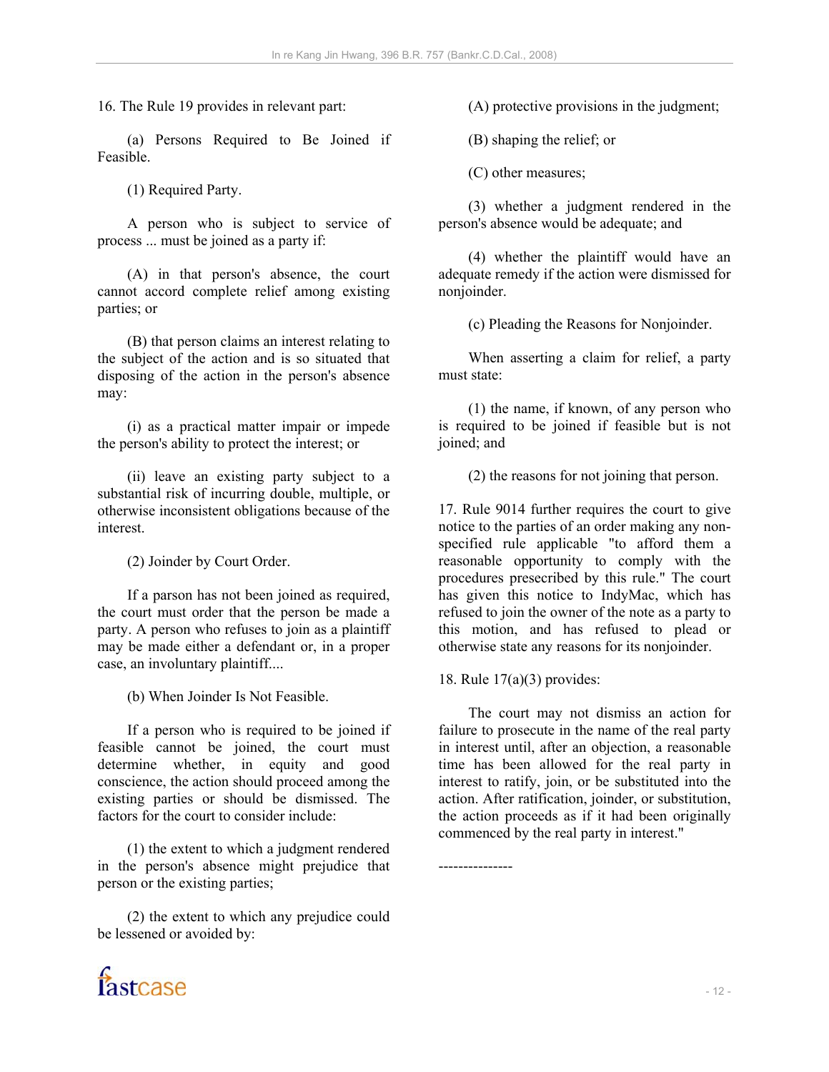16. The Rule 19 provides in relevant part:

(a) Persons Required to Be Joined if Feasible.

(1) Required Party.

A person who is subject to service of process ... must be joined as a party if:

(A) in that person's absence, the court cannot accord complete relief among existing parties; or

(B) that person claims an interest relating to the subject of the action and is so situated that disposing of the action in the person's absence may:

(i) as a practical matter impair or impede the person's ability to protect the interest; or

(ii) leave an existing party subject to a substantial risk of incurring double, multiple, or otherwise inconsistent obligations because of the interest.

(2) Joinder by Court Order.

If a parson has not been joined as required, the court must order that the person be made a party. A person who refuses to join as a plaintiff may be made either a defendant or, in a proper case, an involuntary plaintiff....

(b) When Joinder Is Not Feasible.

If a person who is required to be joined if feasible cannot be joined, the court must determine whether, in equity and good conscience, the action should proceed among the existing parties or should be dismissed. The factors for the court to consider include:

(1) the extent to which a judgment rendered in the person's absence might prejudice that person or the existing parties;

(2) the extent to which any prejudice could be lessened or avoided by:

(A) protective provisions in the judgment;

(B) shaping the relief; or

(C) other measures;

(3) whether a judgment rendered in the person's absence would be adequate; and

(4) whether the plaintiff would have an adequate remedy if the action were dismissed for nonjoinder.

(c) Pleading the Reasons for Nonjoinder.

When asserting a claim for relief, a party must state:

(1) the name, if known, of any person who is required to be joined if feasible but is not joined; and

(2) the reasons for not joining that person.

17. Rule 9014 further requires the court to give notice to the parties of an order making any non-specified rule applicable "to afford them a reasonable opportunity to comply with the procedures prescribed by this rule." The court has given this notice to IndyMac, which has refused to join the owner of the note as a party to this motion, and has refused to plead or otherwise state any reasons for its nonjoinder.

18. Rule 17(a)(3) provides:

The court may not dismiss an action for failure to prosecute in the name of the real party in interest until, after an objection, a reasonable time has been allowed for the real party in interest to ratify, join, or be substituted into the action. After ratification, joinder, or substitution, the action proceeds as if it had been originally commenced by the real party in interest."

---------------